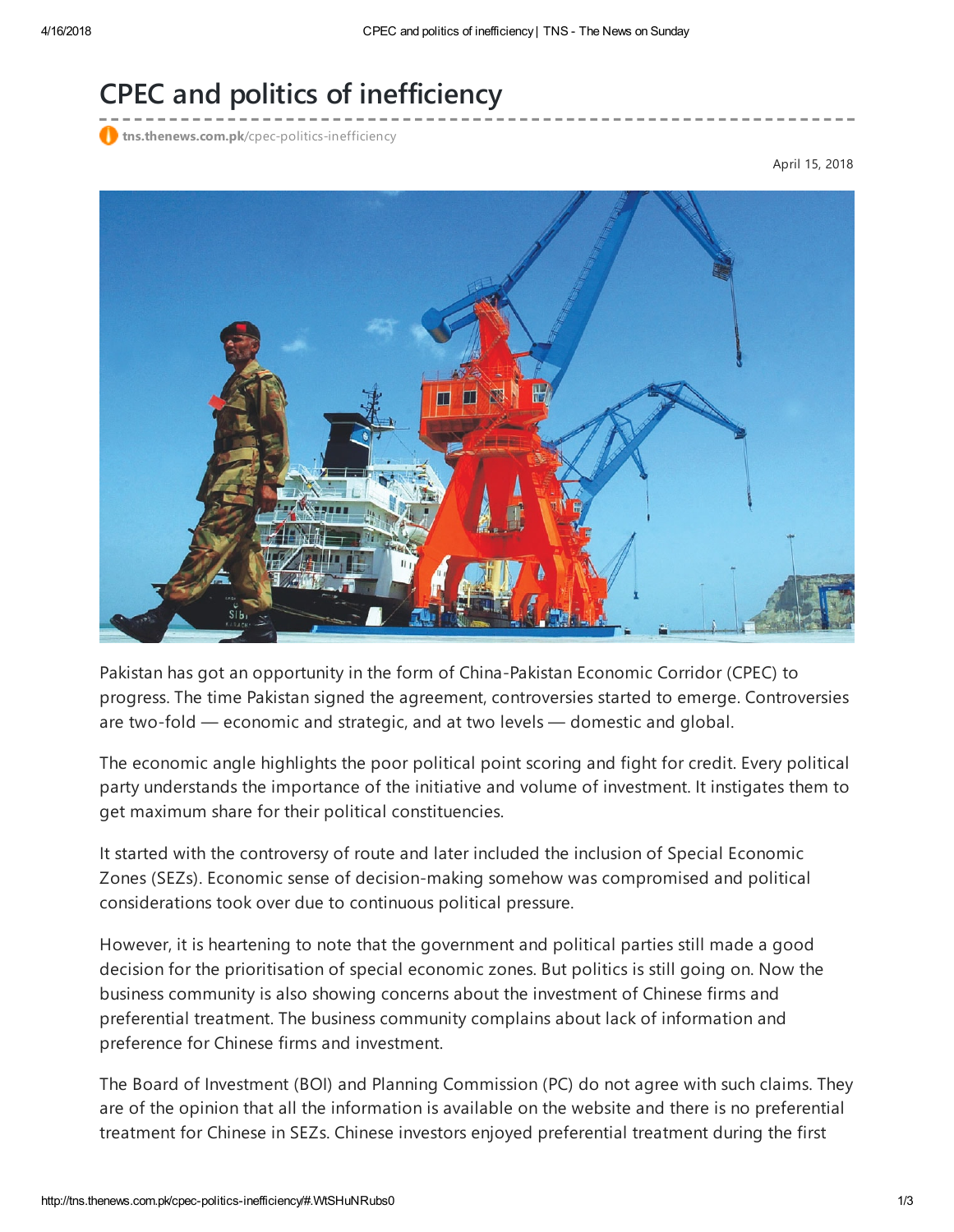# CPEC and politics of inefficiency

tns.thenews.com.pk/cpec-politics-inefficiency

April 15, 2018

Pakistan has got an opportunity in the form of China-Pakistan Economic Corridor (CPEC) to progress. The time Pakistan signed the agreement, controversies started to emerge. Controversies are two-fold — economic and strategic, and at two levels — domestic and global.

The economic angle highlights the poor political point scoring and fight for credit. Every political party understands the importance of the initiative and volume of investment. It instigates them to get maximum share for their political constituencies.

It started with the controversy of route and later included the inclusion of Special Economic Zones (SEZs). Economic sense of decision-making somehow was compromised and political considerations took over due to continuous political pressure.

However, it is heartening to note that the government and political parties still made a good decision for the prioritisation of special economic zones. But politics is still going on. Now the business community is also showing concerns about the investment of Chinese firms and preferential treatment. The business community complains about lack of information and preference for Chinese firms and investment.

The Board of Investment (BOI) and Planning Commission (PC) do not agree with such claims. They are of the opinion that all the information is available on the website and there is no preferential treatment for Chinese in SEZs. Chinese investors enjoyed preferential treatment during the first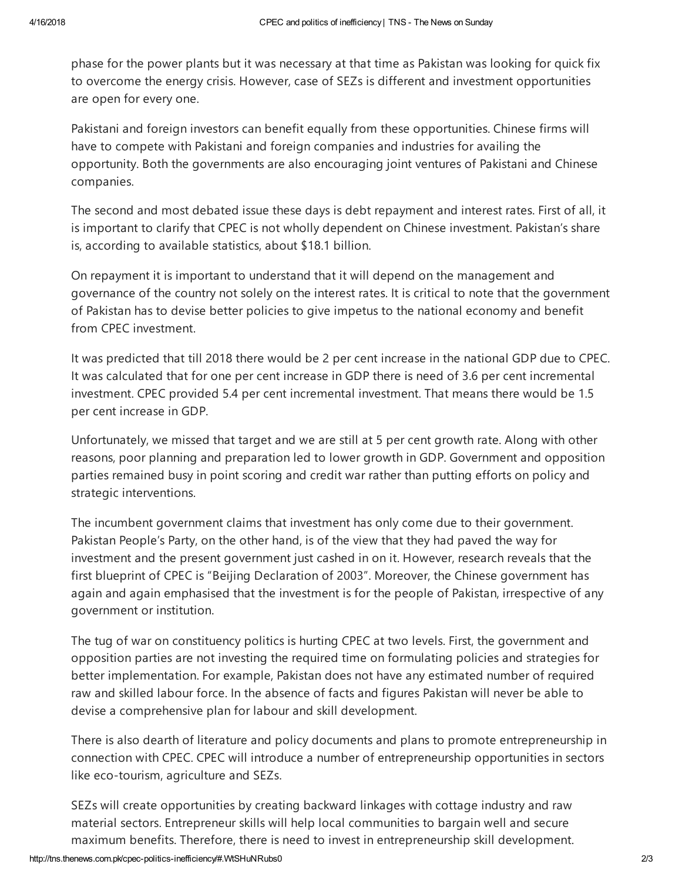phase for the power plants but it was necessary at that time as Pakistan was looking for quick fix to overcome the energy crisis. However, case of SEZs is different and investment opportunities are open for every one.

Pakistani and foreign investors can benefit equally from these opportunities. Chinese firms will have to compete with Pakistani and foreign companies and industries for availing the opportunity. Both the governments are also encouraging joint ventures of Pakistani and Chinese companies.

The second and most debated issue these days is debt repayment and interest rates. First of all, it is important to clarify that CPEC is not wholly dependent on Chinese investment. Pakistan's share is, according to available statistics, about $18.1 billion.

On repayment it is important to understand that it will depend on the management and governance of the country not solely on the interest rates. It is critical to note that the government of Pakistan has to devise better policies to give impetus to the national economy and benefit from CPEC investment.

It was predicted that till 2018 there would be 2 per cent increase in the national GDP due to CPEC. It was calculated that for one per cent increase in GDP there is need of 3.6 per cent incremental investment. CPEC provided 5.4 per cent incremental investment. That means there would be 1.5 per cent increase in GDP.

Unfortunately, we missed that target and we are still at 5 per cent growth rate. Along with other reasons, poor planning and preparation led to lower growth in GDP. Government and opposition parties remained busy in point scoring and credit war rather than putting efforts on policy and strategic interventions.

The incumbent government claims that investment has only come due to their government. Pakistan People's Party, on the other hand, is of the view that they had paved the way for investment and the present government just cashed in on it. However, research reveals that the first blueprint of CPEC is "Beijing Declaration of 2003". Moreover, the Chinese government has again and again emphasised that the investment is for the people of Pakistan, irrespective of any government or institution.

The tug of war on constituency politics is hurting CPEC at two levels. First, the government and opposition parties are not investing the required time on formulating policies and strategies for better implementation. For example, Pakistan does not have any estimated number of required raw and skilled labour force. In the absence of facts and figures Pakistan will never be able to devise a comprehensive plan for labour and skill development.

There is also dearth of literature and policy documents and plans to promote entrepreneurship in connection with CPEC. CPEC will introduce a number of entrepreneurship opportunities in sectors like eco-tourism, agriculture and SEZs.

SEZs will create opportunities by creating backward linkages with cottage industry and raw material sectors. Entrepreneur skills will help local communities to bargain well and secure maximum benefits. Therefore, there is need to invest in entrepreneurship skill development.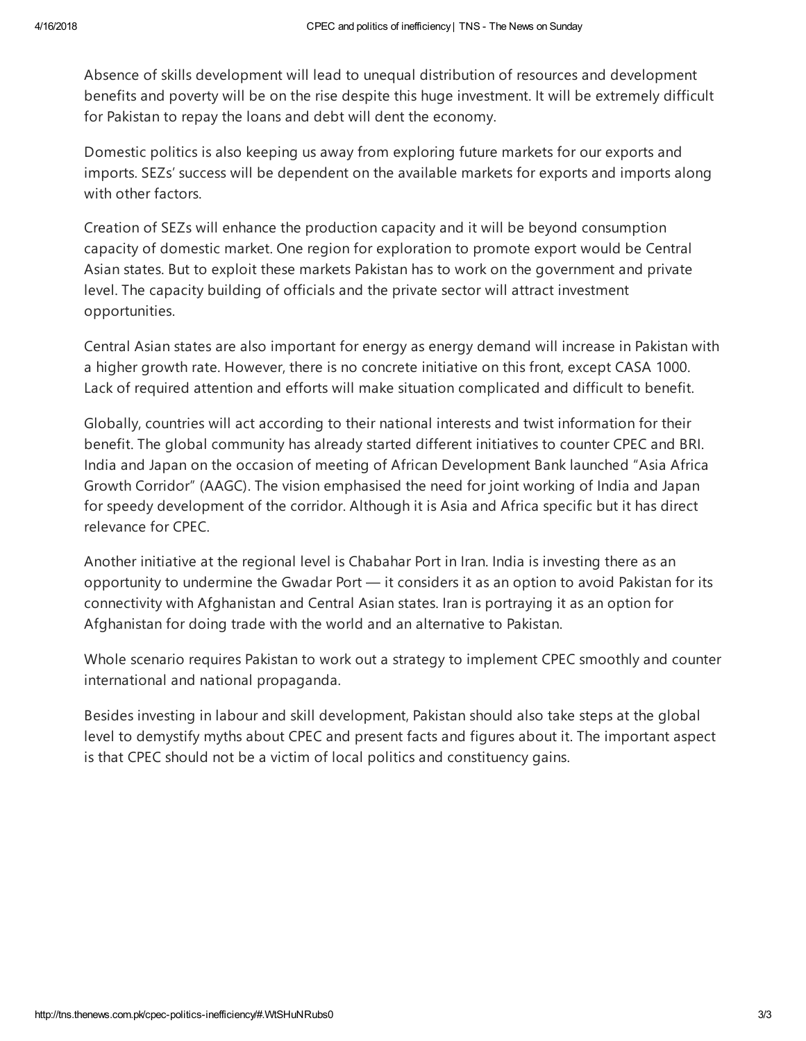Absence of skills development will lead to unequal distribution of resources and development benefits and poverty will be on the rise despite this huge investment. It will be extremely difficult for Pakistan to repay the loans and debt will dent the economy.

Domestic politics is also keeping us away from exploring future markets for our exports and imports. SEZs' success will be dependent on the available markets for exports and imports along with other factors.

Creation of SEZs will enhance the production capacity and it will be beyond consumption capacity of domestic market. One region for exploration to promote export would be Central Asian states. But to exploit these markets Pakistan has to work on the government and private level. The capacity building of officials and the private sector will attract investment opportunities.

Central Asian states are also important for energy as energy demand will increase in Pakistan with a higher growth rate. However, there is no concrete initiative on this front, except CASA 1000. Lack of required attention and efforts will make situation complicated and difficult to benefit.

Globally, countries will act according to their national interests and twist information for their benefit. The global community has already started different initiatives to counter CPEC and BRI. India and Japan on the occasion of meeting of African Development Bank launched "Asia Africa Growth Corridor" (AAGC). The vision emphasised the need for joint working of India and Japan for speedy development of the corridor. Although it is Asia and Africa specific but it has direct relevance for CPEC.

Another initiative at the regional level is Chabahar Port in Iran. India is investing there as an opportunity to undermine the Gwadar Port — it considers it as an option to avoid Pakistan for its connectivity with Afghanistan and Central Asian states. Iran is portraying it as an option for Afghanistan for doing trade with the world and an alternative to Pakistan.

Whole scenario requires Pakistan to work out a strategy to implement CPEC smoothly and counter international and national propaganda.

Besides investing in labour and skill development, Pakistan should also take steps at the global level to demystify myths about CPEC and present facts and figures about it. The important aspect is that CPEC should not be a victim of local politics and constituency gains.